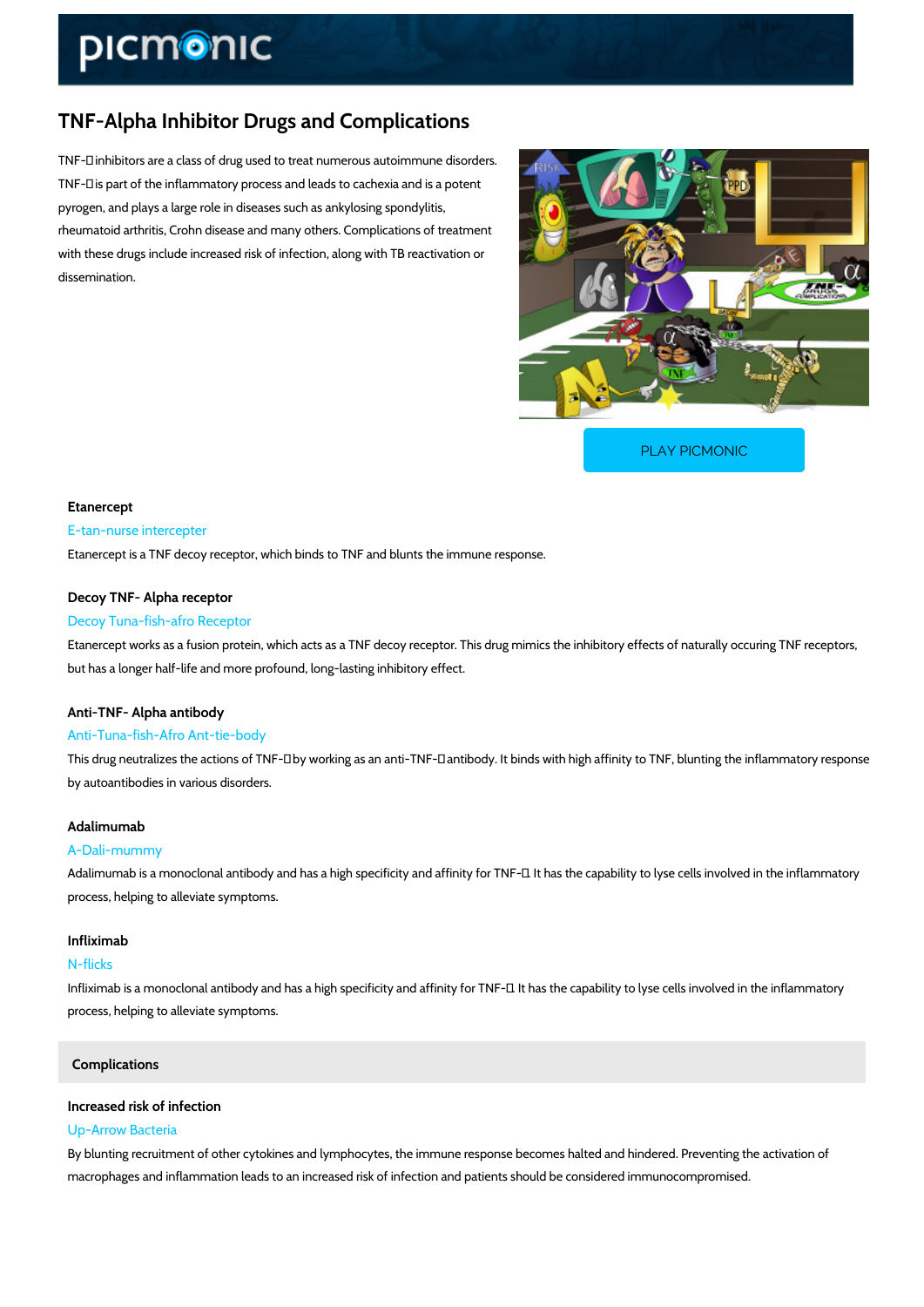# TNF-Alpha Inhibitor Drugs and Complications

TNF-inhibitors are a class of drug used to treat numerous autoimmune disorders. TNF-is part of the inflammatory process and leads to cachexia and is a potent pyrogen, and plays a large role in diseases such as ankylosing spondylitis, rheumatoid arthritis, Crohn disease and many others. Complications of treatment with these drugs include increased risk of infection, along with TB reactivation or dissemination.

PLAY PICMONIC

### Etanercept

E-tan-nurse intercepter

Etanercept is a TNF decoy receptor, which binds to TNF and blunts the immune response.

### Decoy TNF- Alpha receptor

Decoy Tuna-fish-afro Receptor

Etanercept works as a fusion protein, which acts as a TNF decoy receptor. This drug mimics the inhibitory effects of naturally occuring TNF receptors, but has a longer half-life and more profound, long-lasting inhibitory effect.

### Anti-TNF- Alpha antibody

Anti-Tuna-fish-Afro Ant-tie-body

This drug neutralizes the actions of TNF-by working as an anti-TNF-antibody. It binds with high affinity to TNF, blunting the inflammatory response by autoantibodies in various disorders.

### Adalimumab

A-Dali-mummy

Adalimumab is a monoclonal antibody and has a high specificity and affinity for TNF-It has the capability to lyse cells involved in the inflammatory process, helping to alleviate symptoms.

### Infliximab

N-flicks

Infliximab is a monoclonal antibody and has a high specificity and affinity for TNF-It has the capability to lyse cells involved in the inflammatory process, helping to alleviate symptoms.

## Complications

### Increased risk of infection

Up-Arrow Bacteria

By blunting recruitment of other cytokines and lymphocytes, the immune response becomes halted and hindered. Preventing the activation of macrophages and inflammation leads to an increased risk of infection and patients should be considered immunocompromised.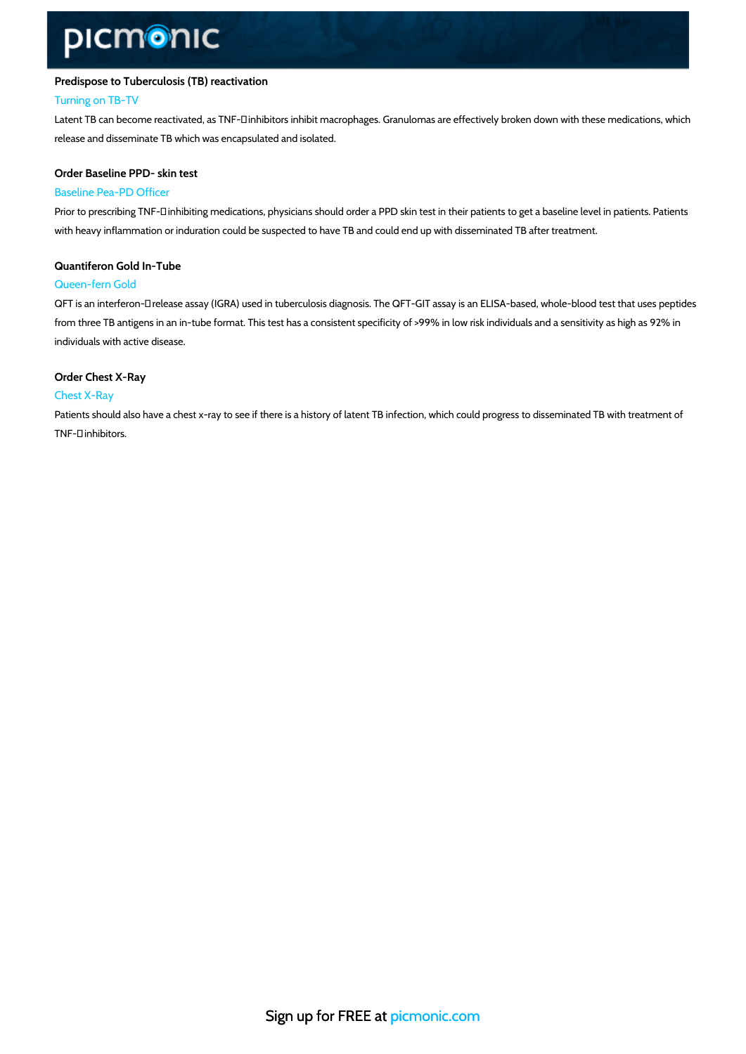**Predispose to Tuberculosis (TB) reactivation**

Turning on TB-TV

Latent TB can become reactivated, as TNF-α inhibitors inhibit macrophages. Granulomas are effectively broken down with these medications, which release and disseminate TB which was encapsulated and isolated.

**Order Baseline PPD- skin test**

Baseline Pea-PD Officer

Prior to prescribing TNF-α inhibiting medications, physicians should order a PPD skin test in their patients to get a baseline level in patients. Patients with heavy inflammation or induration could be suspected to have TB and could end up with disseminated TB after treatment.

**Quantiferon Gold In-Tube**

Queen-fern Gold

QFT is an interferon-γ release assay (IGRA) used in tuberculosis diagnosis. The QFT-GIT assay is an ELISA-based, whole-blood test that uses peptides from three TB antigens in an in-tube format. This test has a consistent specificity of >99% in low risk individuals and a sensitivity as high as 92% in individuals with active disease.

**Order Chest X-Ray**

Chest X-Ray

Patients should also have a chest x-ray to see if there is a history of latent TB infection, which could progress to disseminated TB with treatment of TNF-α inhibitors.